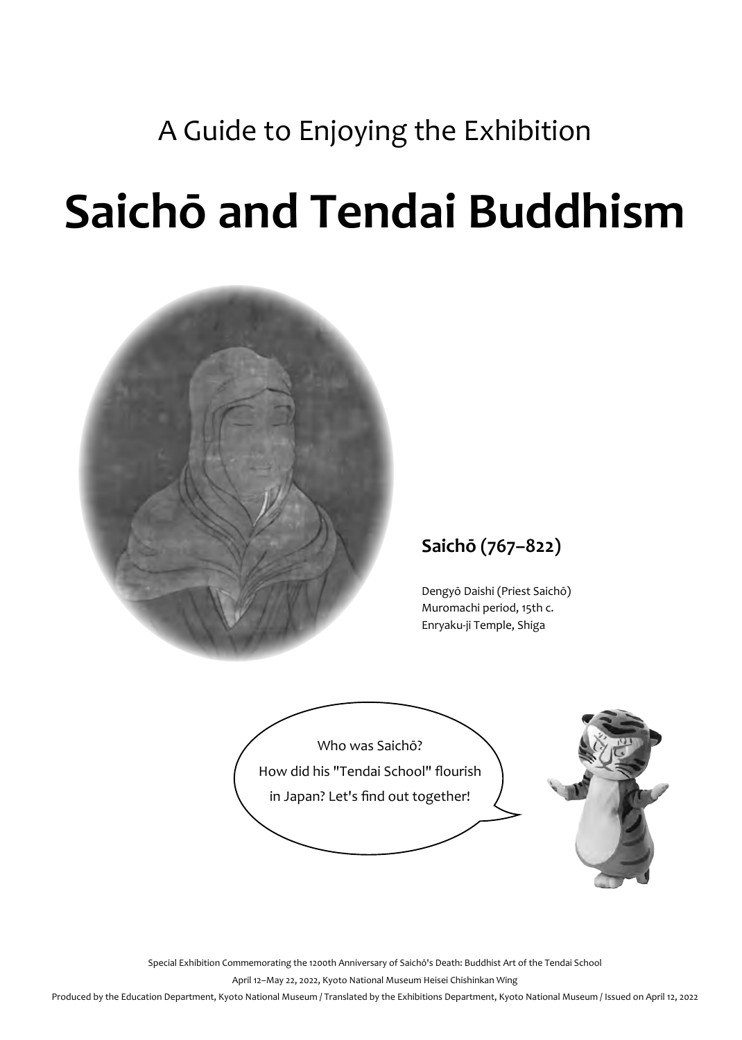A Guide to Enjoying the Exhibition

# Saichō and Tendai Buddhism

**Saichō (767–822)**

Dengyō Daishi (Priest Saichō)
Muromachi period, 15th c.
Enryaku-ji Temple, Shiga

Who was Saichō?
How did his "Tendai School" flourish in Japan? Let's find out together!

Special Exhibition Commemorating the 1200th Anniversary of Saichō's Death: Buddhist Art of the Tendai School

April 12–May 22, 2022, Kyoto National Museum Heisei Chishinkan Wing

Produced by the Education Department, Kyoto National Museum / Translated by the Exhibitions Department, Kyoto National Museum / Issued on April 12, 2022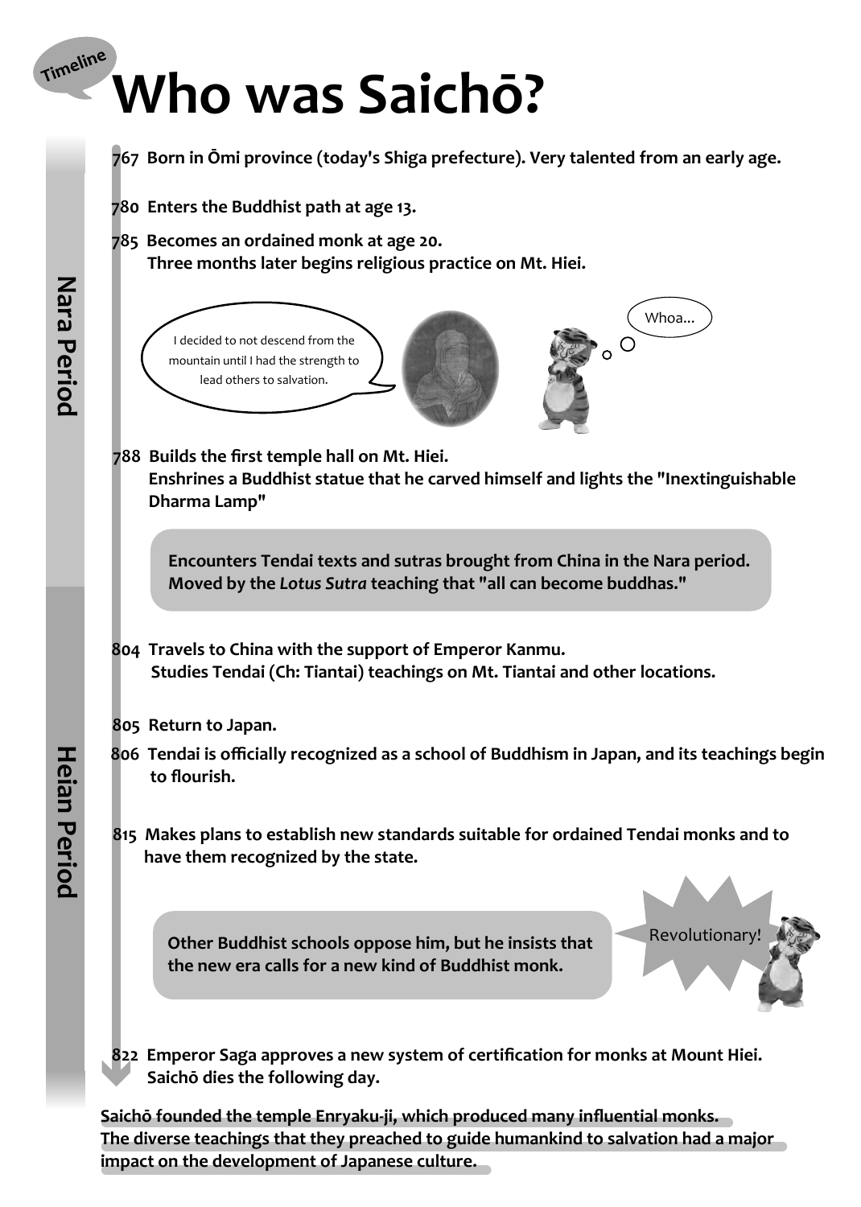Timeline

# Who was Saichō?

Nara Period

**767 Born in Ōmi province (today's Shiga prefecture). Very talented from an early age.**

**780 Enters the Buddhist path at age 13.**

**785 Becomes an ordained monk at age 20.**
**Three months later begins religious practice on Mt. Hiei.**

I decided to not descend from the mountain until I had the strength to lead others to salvation.

Whoa...

**788 Builds the first temple hall on Mt. Hiei.**
**Enshrines a Buddhist statue that he carved himself and lights the "Inextinguishable Dharma Lamp"**

**Encounters Tendai texts and sutras brought from China in the Nara period. Moved by the *Lotus Sutra* teaching that "all can become buddhas."**

Heian Period

**804 Travels to China with the support of Emperor Kanmu.**
**Studies Tendai (Ch: Tiantai) teachings on Mt. Tiantai and other locations.**

**805 Return to Japan.**

**806 Tendai is officially recognized as a school of Buddhism in Japan, and its teachings begin to flourish.**

**815 Makes plans to establish new standards suitable for ordained Tendai monks and to have them recognized by the state.**

**Other Buddhist schools oppose him, but he insists that the new era calls for a new kind of Buddhist monk.**

Revolutionary!

**822 Emperor Saga approves a new system of certification for monks at Mount Hiei.**
**Saichō dies the following day.**

**Saichō founded the temple Enryaku-ji, which produced many influential monks.**
**The diverse teachings that they preached to guide humankind to salvation had a major impact on the development of Japanese culture.**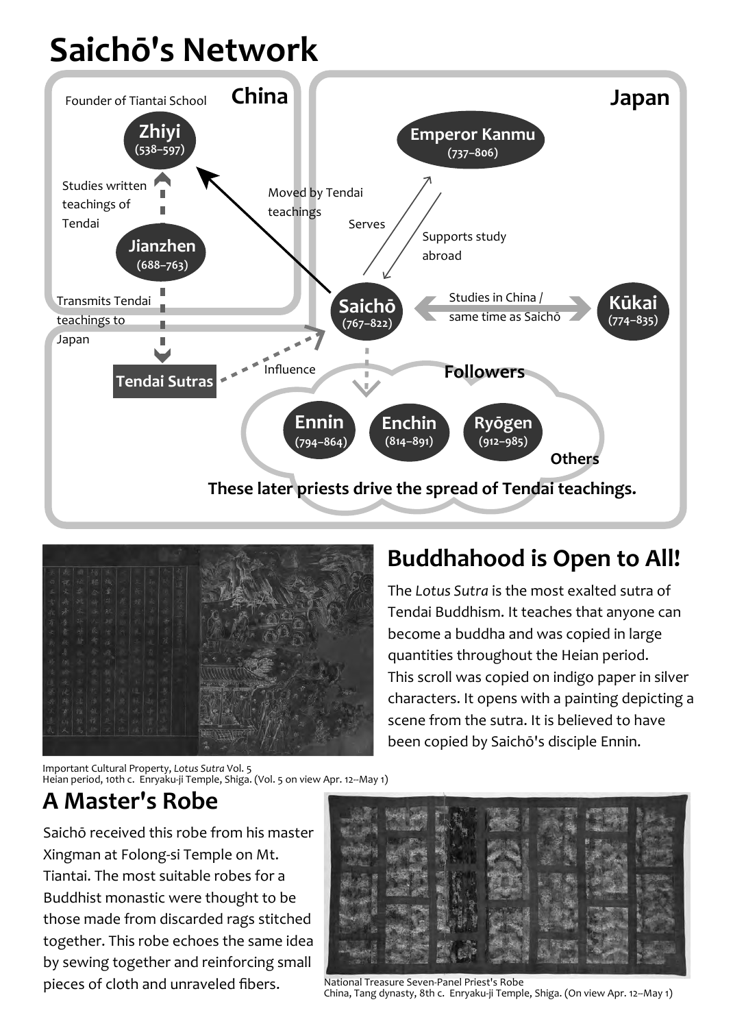# Saichō's Network

**China**

Founder of Tiantai School

**Zhiyi** (538–597)

Studies written teachings of Tendai

**Jianzhen** (688–763)

Transmits Tendai teachings to Japan

**Tendai Sutras**

**Japan**

**Emperor Kanmu** (737–806)

Moved by Tendai teachings

Serves

Supports study abroad

**Saichō** (767–822)

Studies in China / same time as Saichō

**Kūkai** (774–835)

Influence

**Followers**

**Ennin** (794–864)

**Enchin** (814–891)

**Ryōgen** (912–985)

**Others**

**These later priests drive the spread of Tendai teachings.**

## Buddhahood is Open to All!

The *Lotus Sutra* is the most exalted sutra of Tendai Buddhism. It teaches that anyone can become a buddha and was copied in large quantities throughout the Heian period. This scroll was copied on indigo paper in silver characters. It opens with a painting depicting a scene from the sutra. It is believed to have been copied by Saichō's disciple Ennin.

Important Cultural Property, *Lotus Sutra* Vol. 5
Heian period, 10th c. Enryaku-ji Temple, Shiga. (Vol. 5 on view Apr. 12–May 1)

## A Master's Robe

Saichō received this robe from his master Xingman at Folong-si Temple on Mt. Tiantai. The most suitable robes for a Buddhist monastic were thought to be those made from discarded rags stitched together. This robe echoes the same idea by sewing together and reinforcing small pieces of cloth and unraveled fibers.

National Treasure Seven-Panel Priest's Robe
China, Tang dynasty, 8th c. Enryaku-ji Temple, Shiga. (On view Apr. 12–May 1)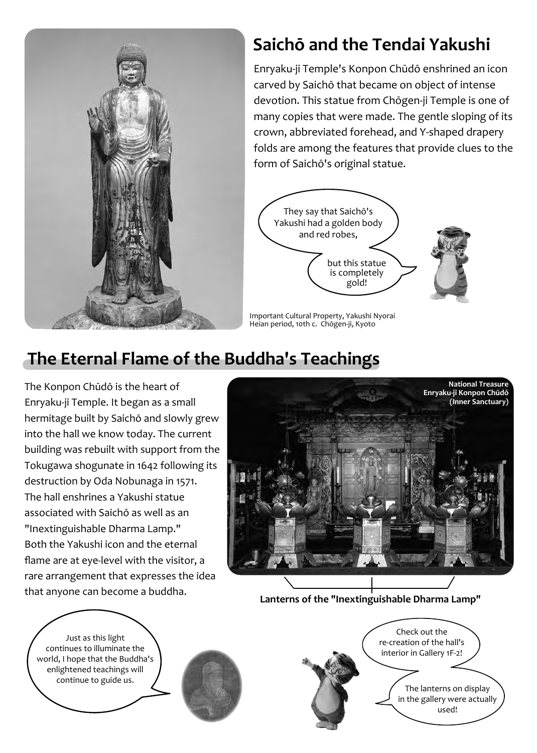## Saichō and the Tendai Yakushi

Enryaku-ji Temple's Konpon Chūdō enshrined an icon carved by Saichō that became on object of intense devotion. This statue from Chōgen-ji Temple is one of many copies that were made. The gentle sloping of its crown, abbreviated forehead, and Y-shaped drapery folds are among the features that provide clues to the form of Saichō's original statue.

They say that Saichō's Yakushi had a golden body and red robes,

but this statue is completely gold!

Important Cultural Property, Yakushi Nyorai
Heian period, 10th c. Chōgen-ji, Kyoto

## The Eternal Flame of the Buddha's Teachings

The Konpon Chūdō is the heart of Enryaku-ji Temple. It began as a small hermitage built by Saichō and slowly grew into the hall we know today. The current building was rebuilt with support from the Tokugawa shogunate in 1642 following its destruction by Oda Nobunaga in 1571. The hall enshrines a Yakushi statue associated with Saichō as well as an "Inextinguishable Dharma Lamp." Both the Yakushi icon and the eternal flame are at eye-level with the visitor, a rare arrangement that expresses the idea that anyone can become a buddha.

**National Treasure**
**Enryaku-ji Konpon Chūdō (Inner Sanctuary)**

**Lanterns of the "Inextinguishable Dharma Lamp"**

Just as this light continues to illuminate the world, I hope that the Buddha's enlightened teachings will continue to guide us.

Check out the re-creation of the hall's interior in Gallery 1F-2!

The lanterns on display in the gallery were actually used!